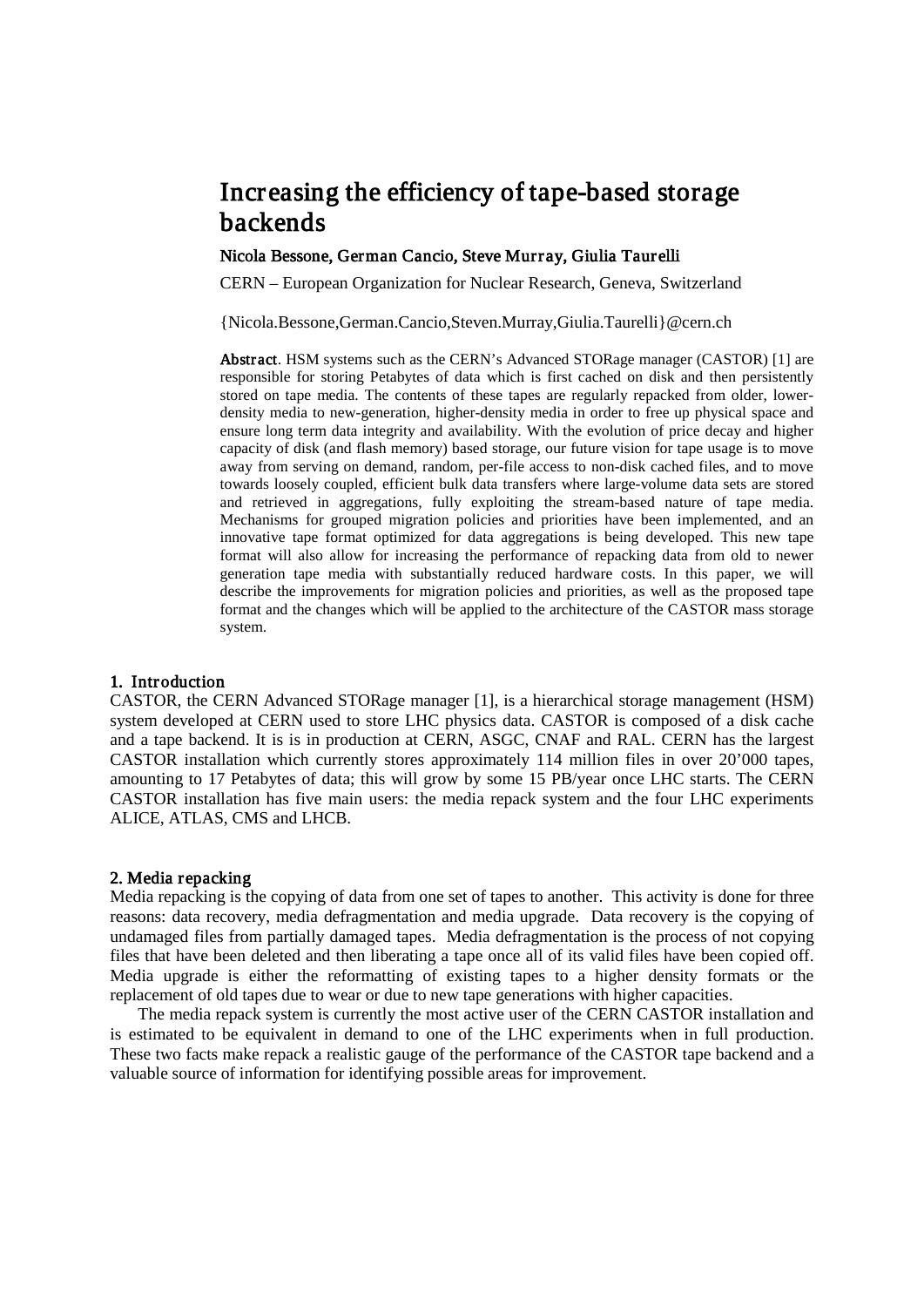# Increasing the efficiency of tape-based storage backends

**Nicola Bessone, German Cancio, Steve Murray, Giulia Taurelli**

CERN – European Organization for Nuclear Research, Geneva, Switzerland

{Nicola.Bessone,German.Cancio,Steven.Murray,Giulia.Taurelli}@cern.ch

**Abstract**. HSM systems such as the CERN's Advanced STORage manager (CASTOR) [1] are responsible for storing Petabytes of data which is first cached on disk and then persistently stored on tape media. The contents of these tapes are regularly repacked from older, lower-density media to new-generation, higher-density media in order to free up physical space and ensure long term data integrity and availability. With the evolution of price decay and higher capacity of disk (and flash memory) based storage, our future vision for tape usage is to move away from serving on demand, random, per-file access to non-disk cached files, and to move towards loosely coupled, efficient bulk data transfers where large-volume data sets are stored and retrieved in aggregations, fully exploiting the stream-based nature of tape media. Mechanisms for grouped migration policies and priorities have been implemented, and an innovative tape format optimized for data aggregations is being developed. This new tape format will also allow for increasing the performance of repacking data from old to newer generation tape media with substantially reduced hardware costs. In this paper, we will describe the improvements for migration policies and priorities, as well as the proposed tape format and the changes which will be applied to the architecture of the CASTOR mass storage system.

## 1. Introduction

CASTOR, the CERN Advanced STORage manager [1], is a hierarchical storage management (HSM) system developed at CERN used to store LHC physics data. CASTOR is composed of a disk cache and a tape backend. It is is in production at CERN, ASGC, CNAF and RAL. CERN has the largest CASTOR installation which currently stores approximately 114 million files in over 20'000 tapes, amounting to 17 Petabytes of data; this will grow by some 15 PB/year once LHC starts. The CERN CASTOR installation has five main users: the media repack system and the four LHC experiments ALICE, ATLAS, CMS and LHCB.

## 2. Media repacking

Media repacking is the copying of data from one set of tapes to another. This activity is done for three reasons: data recovery, media defragmentation and media upgrade. Data recovery is the copying of undamaged files from partially damaged tapes. Media defragmentation is the process of not copying files that have been deleted and then liberating a tape once all of its valid files have been copied off. Media upgrade is either the reformatting of existing tapes to a higher density formats or the replacement of old tapes due to wear or due to new tape generations with higher capacities.

The media repack system is currently the most active user of the CERN CASTOR installation and is estimated to be equivalent in demand to one of the LHC experiments when in full production. These two facts make repack a realistic gauge of the performance of the CASTOR tape backend and a valuable source of information for identifying possible areas for improvement.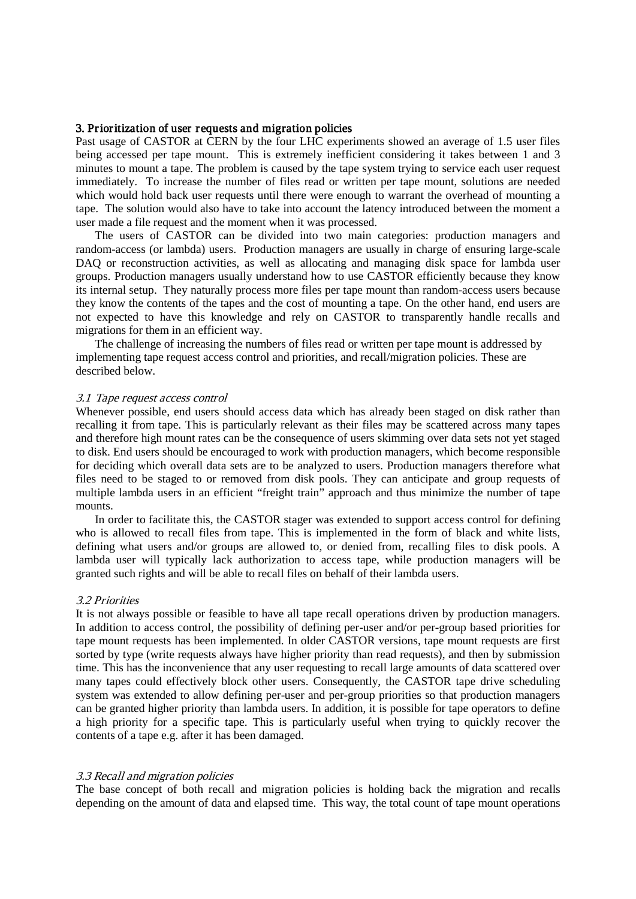## 3. Prioritization of user requests and migration policies

Past usage of CASTOR at CERN by the four LHC experiments showed an average of 1.5 user files being accessed per tape mount. This is extremely inefficient considering it takes between 1 and 3 minutes to mount a tape. The problem is caused by the tape system trying to service each user request immediately. To increase the number of files read or written per tape mount, solutions are needed which would hold back user requests until there were enough to warrant the overhead of mounting a tape. The solution would also have to take into account the latency introduced between the moment a user made a file request and the moment when it was processed.

The users of CASTOR can be divided into two main categories: production managers and random-access (or lambda) users. Production managers are usually in charge of ensuring large-scale DAQ or reconstruction activities, as well as allocating and managing disk space for lambda user groups. Production managers usually understand how to use CASTOR efficiently because they know its internal setup. They naturally process more files per tape mount than random-access users because they know the contents of the tapes and the cost of mounting a tape. On the other hand, end users are not expected to have this knowledge and rely on CASTOR to transparently handle recalls and migrations for them in an efficient way.

The challenge of increasing the numbers of files read or written per tape mount is addressed by implementing tape request access control and priorities, and recall/migration policies. These are described below.

### *3.1 Tape request access control*

Whenever possible, end users should access data which has already been staged on disk rather than recalling it from tape. This is particularly relevant as their files may be scattered across many tapes and therefore high mount rates can be the consequence of users skimming over data sets not yet staged to disk. End users should be encouraged to work with production managers, which become responsible for deciding which overall data sets are to be analyzed to users. Production managers therefore what files need to be staged to or removed from disk pools. They can anticipate and group requests of multiple lambda users in an efficient "freight train" approach and thus minimize the number of tape mounts.

In order to facilitate this, the CASTOR stager was extended to support access control for defining who is allowed to recall files from tape. This is implemented in the form of black and white lists, defining what users and/or groups are allowed to, or denied from, recalling files to disk pools. A lambda user will typically lack authorization to access tape, while production managers will be granted such rights and will be able to recall files on behalf of their lambda users.

### *3.2 Priorities*

It is not always possible or feasible to have all tape recall operations driven by production managers. In addition to access control, the possibility of defining per-user and/or per-group based priorities for tape mount requests has been implemented. In older CASTOR versions, tape mount requests are first sorted by type (write requests always have higher priority than read requests), and then by submission time. This has the inconvenience that any user requesting to recall large amounts of data scattered over many tapes could effectively block other users. Consequently, the CASTOR tape drive scheduling system was extended to allow defining per-user and per-group priorities so that production managers can be granted higher priority than lambda users. In addition, it is possible for tape operators to define a high priority for a specific tape. This is particularly useful when trying to quickly recover the contents of a tape e.g. after it has been damaged.

### *3.3 Recall and migration policies*

The base concept of both recall and migration policies is holding back the migration and recalls depending on the amount of data and elapsed time. This way, the total count of tape mount operations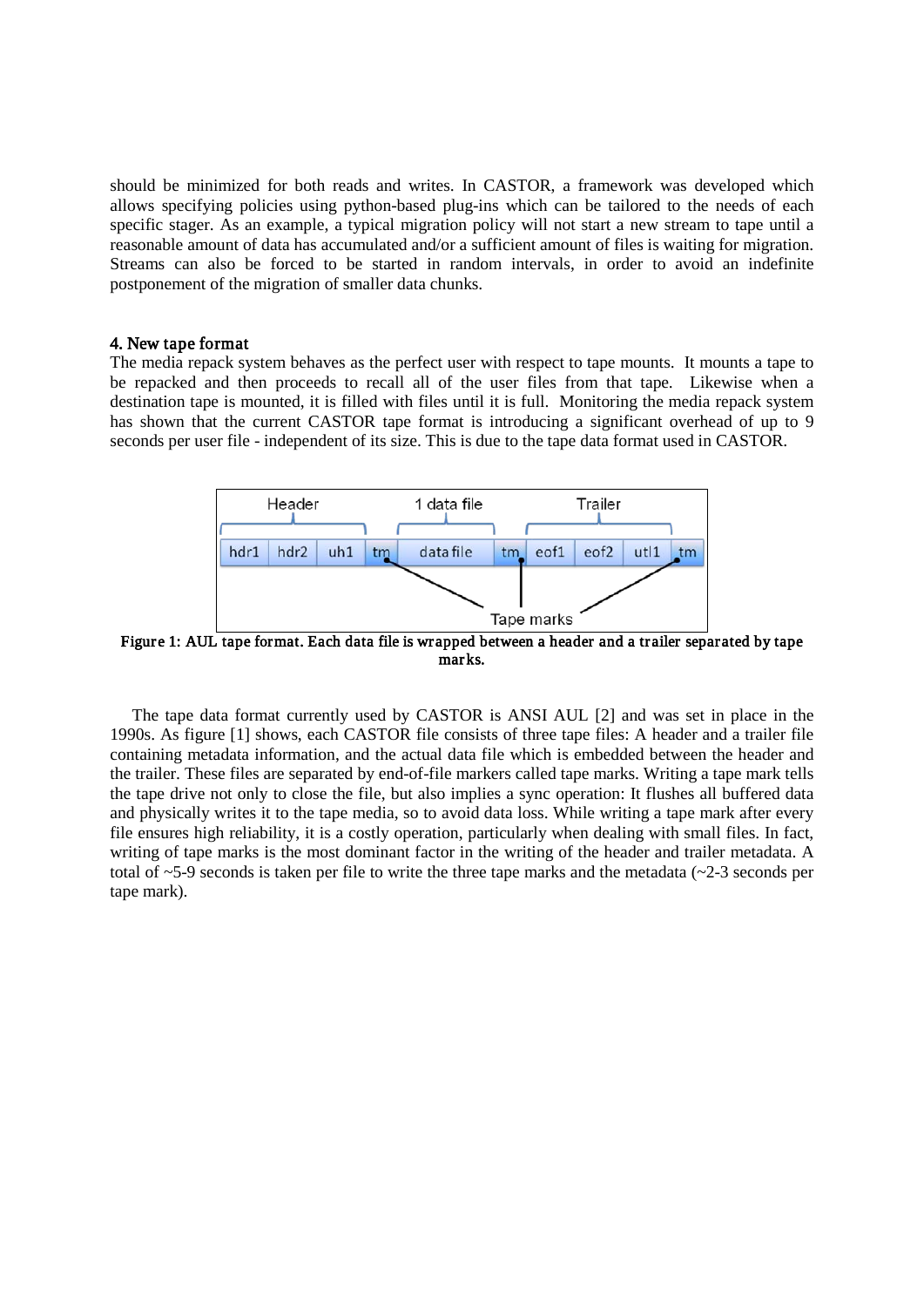should be minimized for both reads and writes. In CASTOR, a framework was developed which allows specifying policies using python-based plug-ins which can be tailored to the needs of each specific stager. As an example, a typical migration policy will not start a new stream to tape until a reasonable amount of data has accumulated and/or a sufficient amount of files is waiting for migration. Streams can also be forced to be started in random intervals, in order to avoid an indefinite postponement of the migration of smaller data chunks.

## 4. New tape format

The media repack system behaves as the perfect user with respect to tape mounts. It mounts a tape to be repacked and then proceeds to recall all of the user files from that tape. Likewise when a destination tape is mounted, it is filled with files until it is full. Monitoring the media repack system has shown that the current CASTOR tape format is introducing a significant overhead of up to 9 seconds per user file - independent of its size. This is due to the tape data format used in CASTOR.

| Header | | | | 1 data file | | Trailer | | | |
|---|---|---|---|---|---|---|---|---|---|
| hdr1 | hdr2 | uh1 | tm | data file | tm | eof1 | eof2 | utl1 | tm |

**Figure 1: AUL tape format. Each data file is wrapped between a header and a trailer separated by tape marks.**

The tape data format currently used by CASTOR is ANSI AUL [2] and was set in place in the 1990s. As figure [1] shows, each CASTOR file consists of three tape files: A header and a trailer file containing metadata information, and the actual data file which is embedded between the header and the trailer. These files are separated by end-of-file markers called tape marks. Writing a tape mark tells the tape drive not only to close the file, but also implies a sync operation: It flushes all buffered data and physically writes it to the tape media, so to avoid data loss. While writing a tape mark after every file ensures high reliability, it is a costly operation, particularly when dealing with small files. In fact, writing of tape marks is the most dominant factor in the writing of the header and trailer metadata. A total of ~5-9 seconds is taken per file to write the three tape marks and the metadata (~2-3 seconds per tape mark).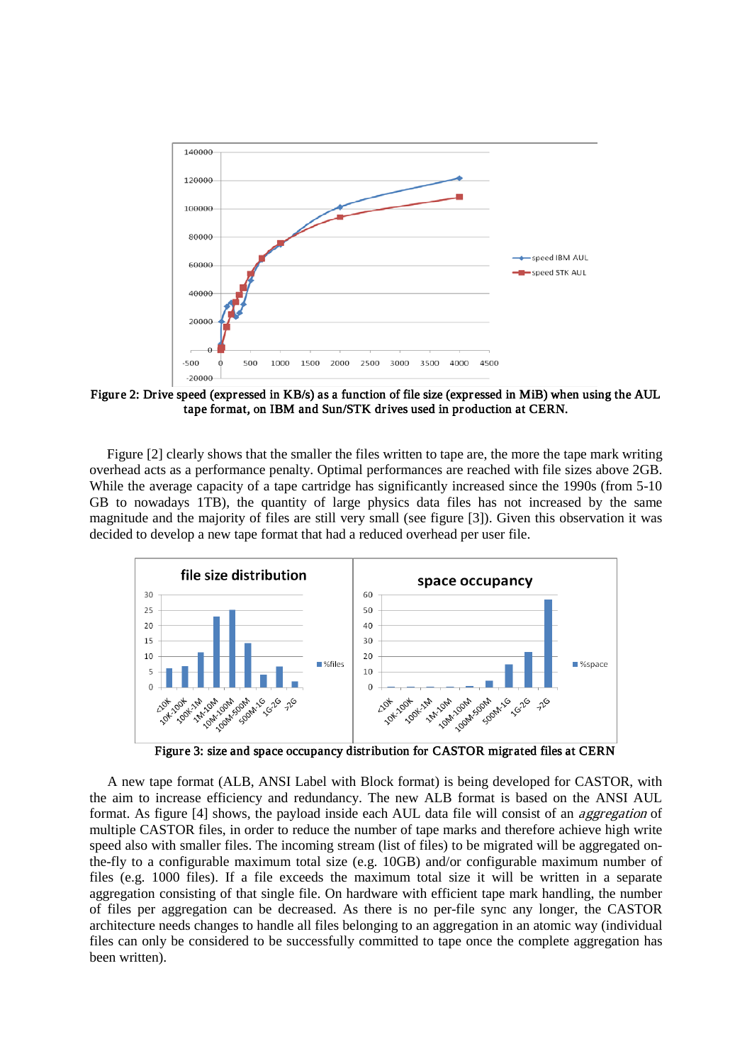**Figure 2: Drive speed (expressed in KB/s) as a function of file size (expressed in MiB) when using the AUL tape format, on IBM and Sun/STK drives used in production at CERN.**

Figure [2] clearly shows that the smaller the files written to tape are, the more the tape mark writing overhead acts as a performance penalty. Optimal performances are reached with file sizes above 2GB. While the average capacity of a tape cartridge has significantly increased since the 1990s (from 5-10 GB to nowadays 1TB), the quantity of large physics data files has not increased by the same magnitude and the majority of files are still very small (see figure [3]). Given this observation it was decided to develop a new tape format that had a reduced overhead per user file.

**Figure 3: size and space occupancy distribution for CASTOR migrated files at CERN**

A new tape format (ALB, ANSI Label with Block format) is being developed for CASTOR, with the aim to increase efficiency and redundancy. The new ALB format is based on the ANSI AUL format. As figure [4] shows, the payload inside each AUL data file will consist of an *aggregation* of multiple CASTOR files, in order to reduce the number of tape marks and therefore achieve high write speed also with smaller files. The incoming stream (list of files) to be migrated will be aggregated on-the-fly to a configurable maximum total size (e.g. 10GB) and/or configurable maximum number of files (e.g. 1000 files). If a file exceeds the maximum total size it will be written in a separate aggregation consisting of that single file. On hardware with efficient tape mark handling, the number of files per aggregation can be decreased. As there is no per-file sync any longer, the CASTOR architecture needs changes to handle all files belonging to an aggregation in an atomic way (individual files can only be considered to be successfully committed to tape once the complete aggregation has been written).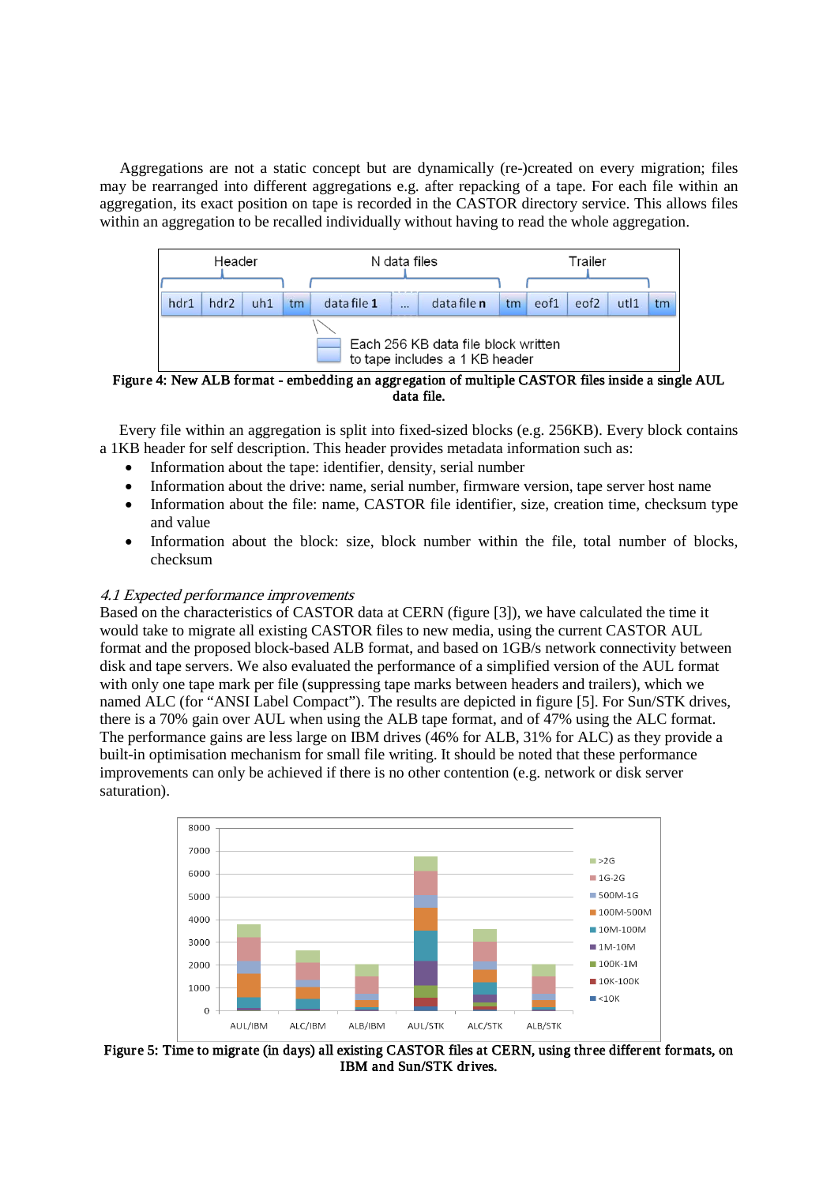Aggregations are not a static concept but are dynamically (re-)created on every migration; files may be rearranged into different aggregations e.g. after repacking of a tape. For each file within an aggregation, its exact position on tape is recorded in the CASTOR directory service. This allows files within an aggregation to be recalled individually without having to read the whole aggregation.

Figure 4: New ALB format - embedding an aggregation of multiple CASTOR files inside a single AUL data file.

Every file within an aggregation is split into fixed-sized blocks (e.g. 256KB). Every block contains a 1KB header for self description. This header provides metadata information such as:

- Information about the tape: identifier, density, serial number
- Information about the drive: name, serial number, firmware version, tape server host name
- Information about the file: name, CASTOR file identifier, size, creation time, checksum type and value
- Information about the block: size, block number within the file, total number of blocks, checksum

### *4.1 Expected performance improvements*

Based on the characteristics of CASTOR data at CERN (figure [3]), we have calculated the time it would take to migrate all existing CASTOR files to new media, using the current CASTOR AUL format and the proposed block-based ALB format, and based on 1GB/s network connectivity between disk and tape servers. We also evaluated the performance of a simplified version of the AUL format with only one tape mark per file (suppressing tape marks between headers and trailers), which we named ALC (for "ANSI Label Compact"). The results are depicted in figure [5]. For Sun/STK drives, there is a 70% gain over AUL when using the ALB tape format, and of 47% using the ALC format. The performance gains are less large on IBM drives (46% for ALB, 31% for ALC) as they provide a built-in optimisation mechanism for small file writing. It should be noted that these performance improvements can only be achieved if there is no other contention (e.g. network or disk server saturation).

Figure 5: Time to migrate (in days) all existing CASTOR files at CERN, using three different formats, on IBM and Sun/STK drives.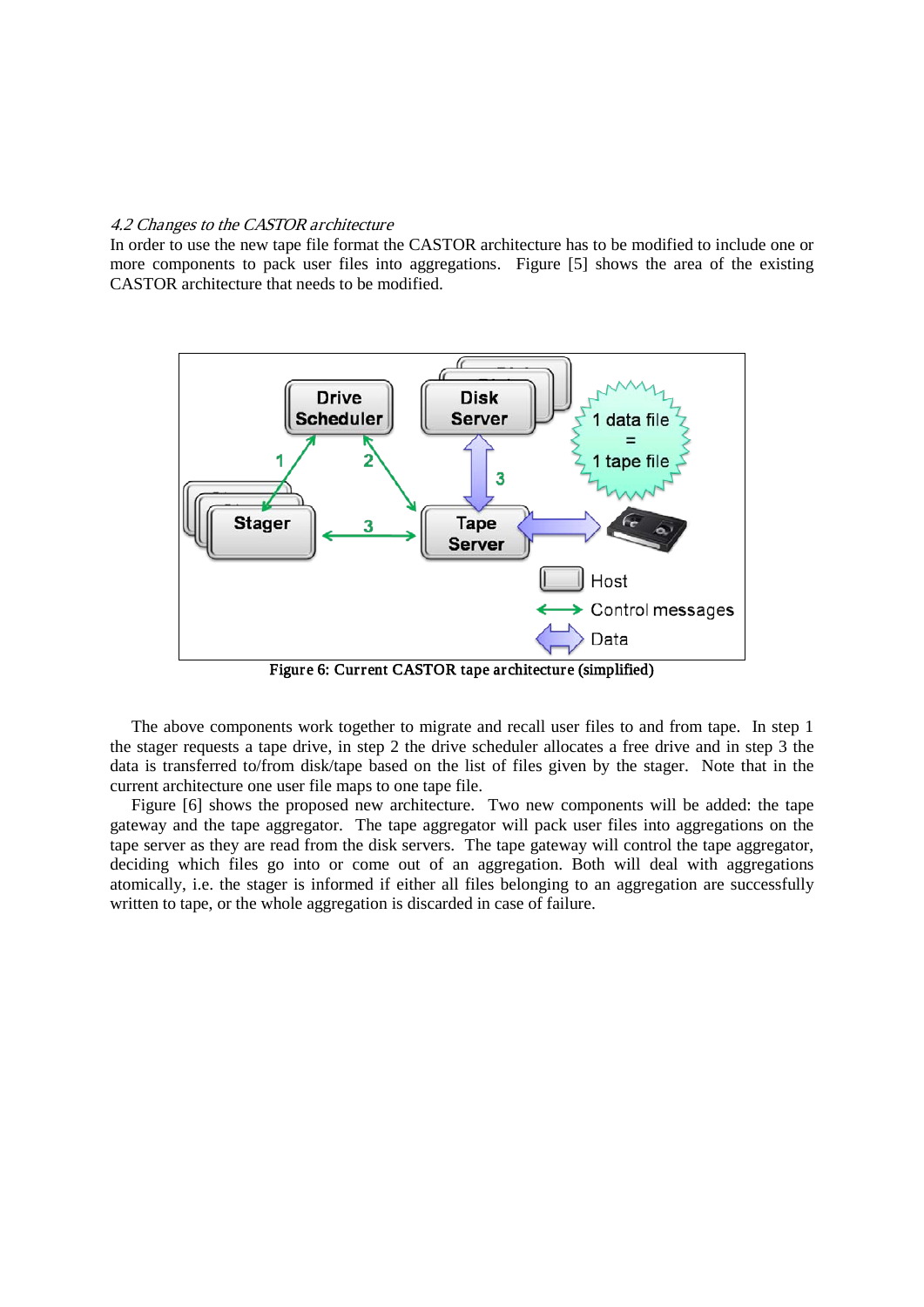*4.2 Changes to the CASTOR architecture*

In order to use the new tape file format the CASTOR architecture has to be modified to include one or more components to pack user files into aggregations. Figure [5] shows the area of the existing CASTOR architecture that needs to be modified.

Figure 6: Current CASTOR tape architecture (simplified)

The above components work together to migrate and recall user files to and from tape. In step 1 the stager requests a tape drive, in step 2 the drive scheduler allocates a free drive and in step 3 the data is transferred to/from disk/tape based on the list of files given by the stager. Note that in the current architecture one user file maps to one tape file.

Figure [6] shows the proposed new architecture. Two new components will be added: the tape gateway and the tape aggregator. The tape aggregator will pack user files into aggregations on the tape server as they are read from the disk servers. The tape gateway will control the tape aggregator, deciding which files go into or come out of an aggregation. Both will deal with aggregations atomically, i.e. the stager is informed if either all files belonging to an aggregation are successfully written to tape, or the whole aggregation is discarded in case of failure.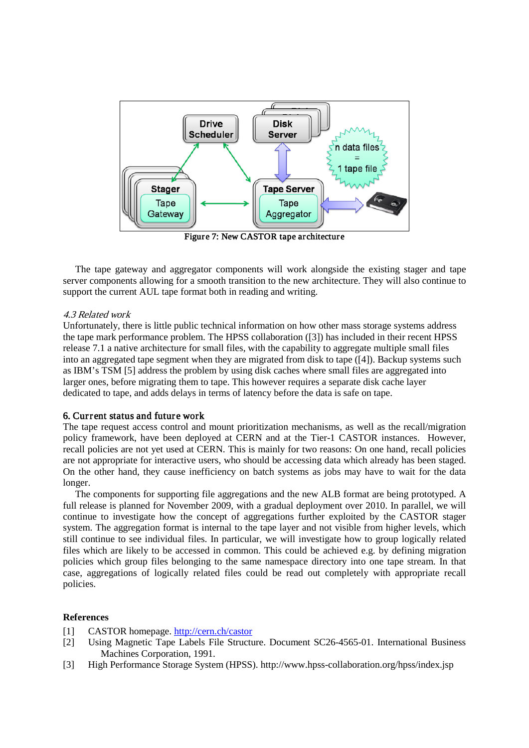Figure 7: New CASTOR tape architecture

The tape gateway and aggregator components will work alongside the existing stager and tape server components allowing for a smooth transition to the new architecture. They will also continue to support the current AUL tape format both in reading and writing.

*4.3 Related work*

Unfortunately, there is little public technical information on how other mass storage systems address the tape mark performance problem. The HPSS collaboration ([3]) has included in their recent HPSS release 7.1 a native architecture for small files, with the capability to aggregate multiple small files into an aggregated tape segment when they are migrated from disk to tape ([4]). Backup systems such as IBM's TSM [5] address the problem by using disk caches where small files are aggregated into larger ones, before migrating them to tape. This however requires a separate disk cache layer dedicated to tape, and adds delays in terms of latency before the data is safe on tape.

## 6. Current status and future work

The tape request access control and mount prioritization mechanisms, as well as the recall/migration policy framework, have been deployed at CERN and at the Tier-1 CASTOR instances. However, recall policies are not yet used at CERN. This is mainly for two reasons: On one hand, recall policies are not appropriate for interactive users, who should be accessing data which already has been staged. On the other hand, they cause inefficiency on batch systems as jobs may have to wait for the data longer.

The components for supporting file aggregations and the new ALB format are being prototyped. A full release is planned for November 2009, with a gradual deployment over 2010. In parallel, we will continue to investigate how the concept of aggregations further exploited by the CASTOR stager system. The aggregation format is internal to the tape layer and not visible from higher levels, which still continue to see individual files. In particular, we will investigate how to group logically related files which are likely to be accessed in common. This could be achieved e.g. by defining migration policies which group files belonging to the same namespace directory into one tape stream. In that case, aggregations of logically related files could be read out completely with appropriate recall policies.

**References**

[1] CASTOR homepage. http://cern.ch/castor

[2] Using Magnetic Tape Labels File Structure. Document SC26-4565-01. International Business Machines Corporation, 1991.

[3] High Performance Storage System (HPSS). http://www.hpss-collaboration.org/hpss/index.jsp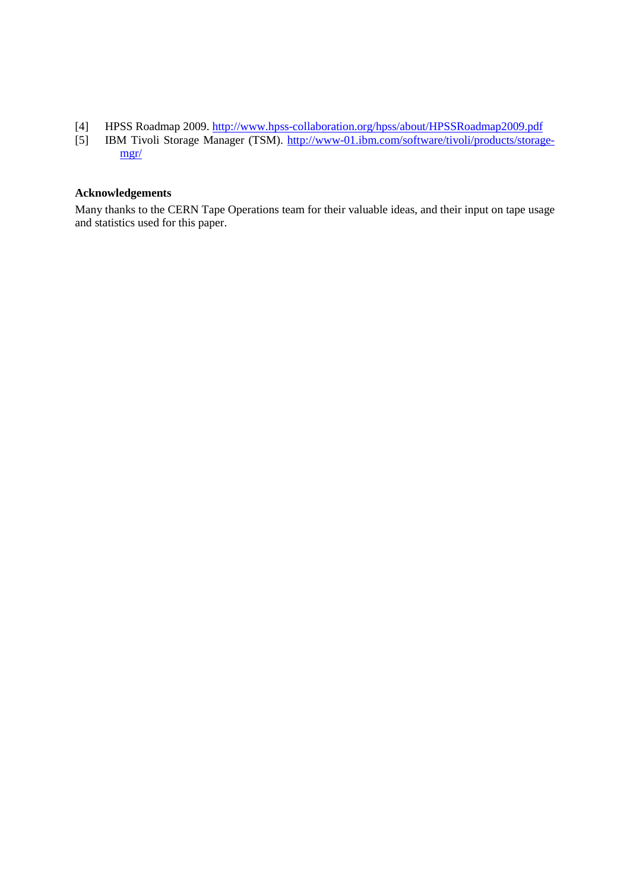[4] HPSS Roadmap 2009. http://www.hpss-collaboration.org/hpss/about/HPSSRoadmap2009.pdf

[5] IBM Tivoli Storage Manager (TSM). http://www-01.ibm.com/software/tivoli/products/storage-mgr/

**Acknowledgements**

Many thanks to the CERN Tape Operations team for their valuable ideas, and their input on tape usage and statistics used for this paper.